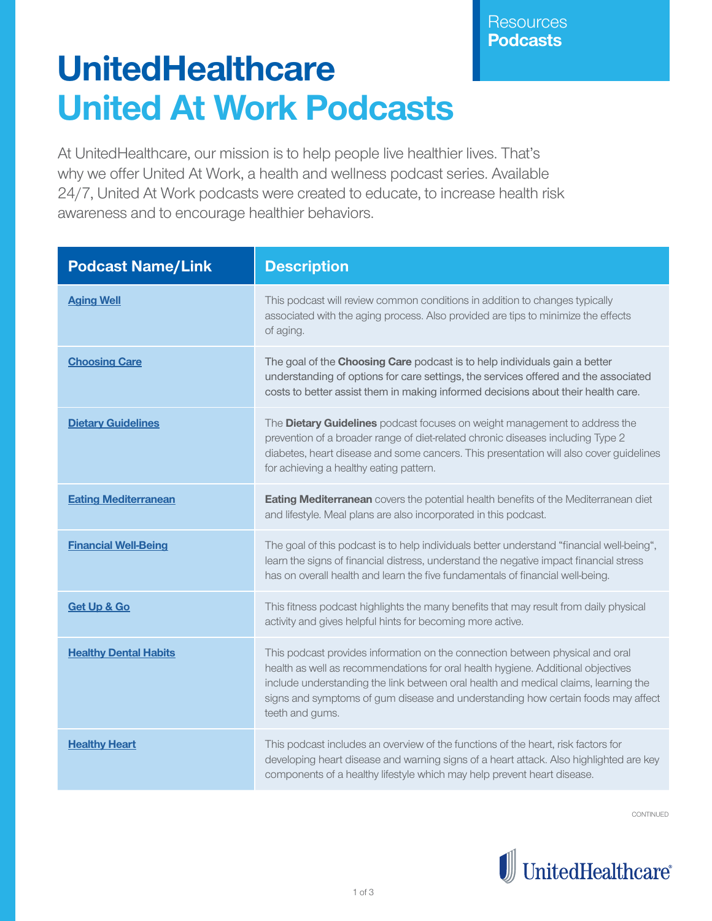Resources
**Podcasts**

# UnitedHealthcare
# United At Work Podcasts

At UnitedHealthcare, our mission is to help people live healthier lives. That's why we offer United At Work, a health and wellness podcast series. Available 24/7, United At Work podcasts were created to educate, to increase health risk awareness and to encourage healthier behaviors.

| Podcast Name/Link | Description |
|---|---|
| Aging Well | This podcast will review common conditions in addition to changes typically associated with the aging process. Also provided are tips to minimize the effects of aging. |
| Choosing Care | The goal of the **Choosing Care** podcast is to help individuals gain a better understanding of options for care settings, the services offered and the associated costs to better assist them in making informed decisions about their health care. |
| Dietary Guidelines | The **Dietary Guidelines** podcast focuses on weight management to address the prevention of a broader range of diet-related chronic diseases including Type 2 diabetes, heart disease and some cancers. This presentation will also cover guidelines for achieving a healthy eating pattern. |
| Eating Mediterranean | **Eating Mediterranean** covers the potential health benefits of the Mediterranean diet and lifestyle. Meal plans are also incorporated in this podcast. |
| Financial Well-Being | The goal of this podcast is to help individuals better understand "financial well-being", learn the signs of financial distress, understand the negative impact financial stress has on overall health and learn the five fundamentals of financial well-being. |
| Get Up & Go | This fitness podcast highlights the many benefits that may result from daily physical activity and gives helpful hints for becoming more active. |
| Healthy Dental Habits | This podcast provides information on the connection between physical and oral health as well as recommendations for oral health hygiene. Additional objectives include understanding the link between oral health and medical claims, learning the signs and symptoms of gum disease and understanding how certain foods may affect teeth and gums. |
| Healthy Heart | This podcast includes an overview of the functions of the heart, risk factors for developing heart disease and warning signs of a heart attack. Also highlighted are key components of a healthy lifestyle which may help prevent heart disease. |

CONTINUED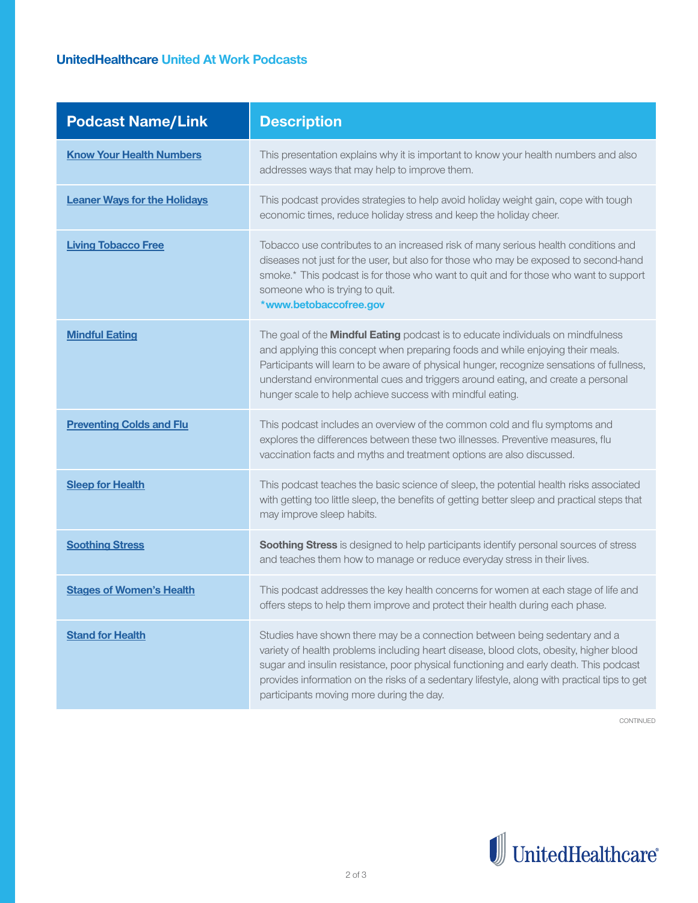**UnitedHealthcare United At Work Podcasts**

| Podcast Name/Link | Description |
| --- | --- |
| **Know Your Health Numbers** | This presentation explains why it is important to know your health numbers and also addresses ways that may help to improve them. |
| **Leaner Ways for the Holidays** | This podcast provides strategies to help avoid holiday weight gain, cope with tough economic times, reduce holiday stress and keep the holiday cheer. |
| **Living Tobacco Free** | Tobacco use contributes to an increased risk of many serious health conditions and diseases not just for the user, but also for those who may be exposed to second-hand smoke.* This podcast is for those who want to quit and for those who want to support someone who is trying to quit. **\*www.betobaccofree.gov** |
| **Mindful Eating** | The goal of the **Mindful Eating** podcast is to educate individuals on mindfulness and applying this concept when preparing foods and while enjoying their meals. Participants will learn to be aware of physical hunger, recognize sensations of fullness, understand environmental cues and triggers around eating, and create a personal hunger scale to help achieve success with mindful eating. |
| **Preventing Colds and Flu** | This podcast includes an overview of the common cold and flu symptoms and explores the differences between these two illnesses. Preventive measures, flu vaccination facts and myths and treatment options are also discussed. |
| **Sleep for Health** | This podcast teaches the basic science of sleep, the potential health risks associated with getting too little sleep, the benefits of getting better sleep and practical steps that may improve sleep habits. |
| **Soothing Stress** | **Soothing Stress** is designed to help participants identify personal sources of stress and teaches them how to manage or reduce everyday stress in their lives. |
| **Stages of Women's Health** | This podcast addresses the key health concerns for women at each stage of life and offers steps to help them improve and protect their health during each phase. |
| **Stand for Health** | Studies have shown there may be a connection between being sedentary and a variety of health problems including heart disease, blood clots, obesity, higher blood sugar and insulin resistance, poor physical functioning and early death. This podcast provides information on the risks of a sedentary lifestyle, along with practical tips to get participants moving more during the day. |

CONTINUED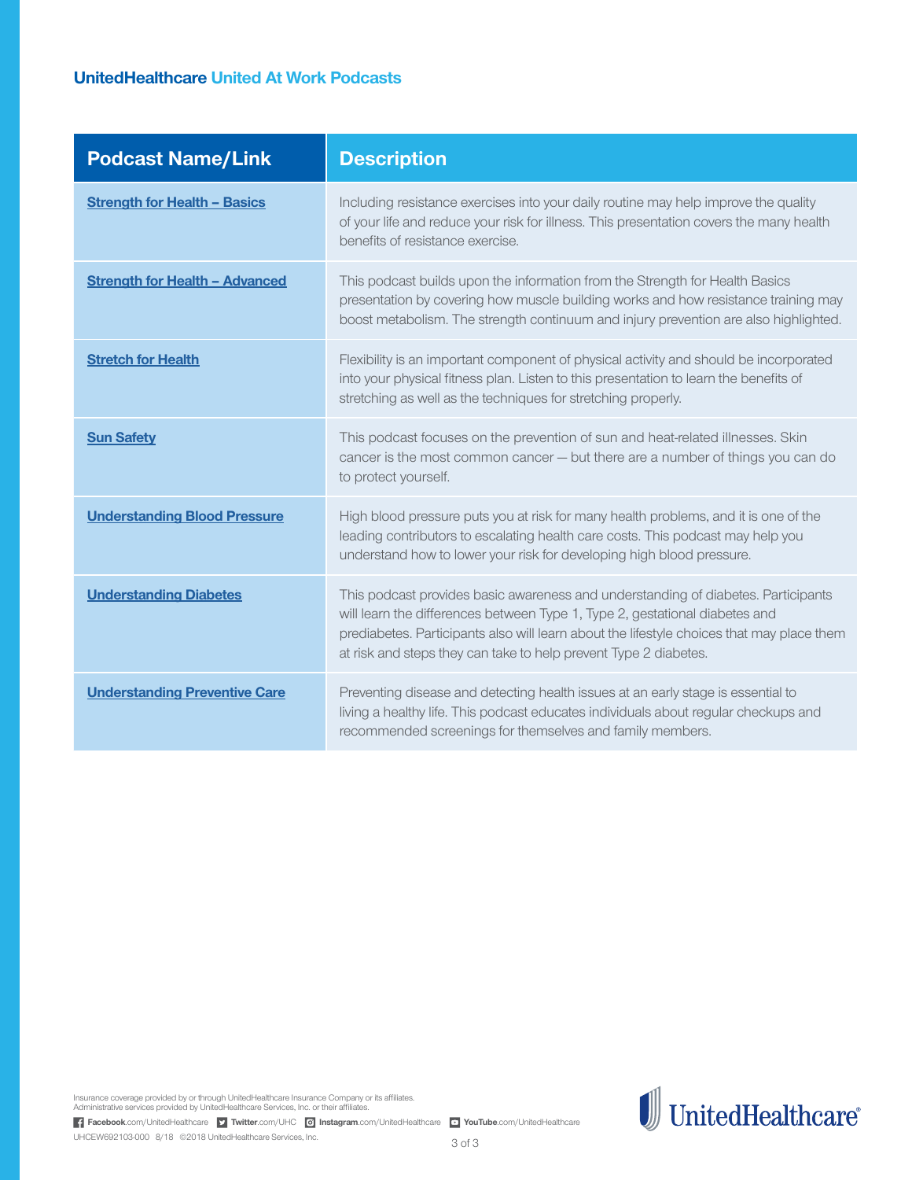## UnitedHealthcare United At Work Podcasts

| Podcast Name/Link | Description |
| --- | --- |
| **Strength for Health – Basics** | Including resistance exercises into your daily routine may help improve the quality of your life and reduce your risk for illness. This presentation covers the many health benefits of resistance exercise. |
| **Strength for Health – Advanced** | This podcast builds upon the information from the Strength for Health Basics presentation by covering how muscle building works and how resistance training may boost metabolism. The strength continuum and injury prevention are also highlighted. |
| **Stretch for Health** | Flexibility is an important component of physical activity and should be incorporated into your physical fitness plan. Listen to this presentation to learn the benefits of stretching as well as the techniques for stretching properly. |
| **Sun Safety** | This podcast focuses on the prevention of sun and heat-related illnesses. Skin cancer is the most common cancer — but there are a number of things you can do to protect yourself. |
| **Understanding Blood Pressure** | High blood pressure puts you at risk for many health problems, and it is one of the leading contributors to escalating health care costs. This podcast may help you understand how to lower your risk for developing high blood pressure. |
| **Understanding Diabetes** | This podcast provides basic awareness and understanding of diabetes. Participants will learn the differences between Type 1, Type 2, gestational diabetes and prediabetes. Participants also will learn about the lifestyle choices that may place them at risk and steps they can take to help prevent Type 2 diabetes. |
| **Understanding Preventive Care** | Preventing disease and detecting health issues at an early stage is essential to living a healthy life. This podcast educates individuals about regular checkups and recommended screenings for themselves and family members. |

Insurance coverage provided by or through UnitedHealthcare Insurance Company or its affiliates.
Administrative services provided by UnitedHealthcare Services, Inc. or their affiliates.

**Facebook**.com/UnitedHealthcare **Twitter**.com/UHC **Instagram**.com/UnitedHealthcare **YouTube**.com/UnitedHealthcare

UHCEW692103-000 8/18 ©2018 UnitedHealthcare Services, Inc.

UnitedHealthcare®